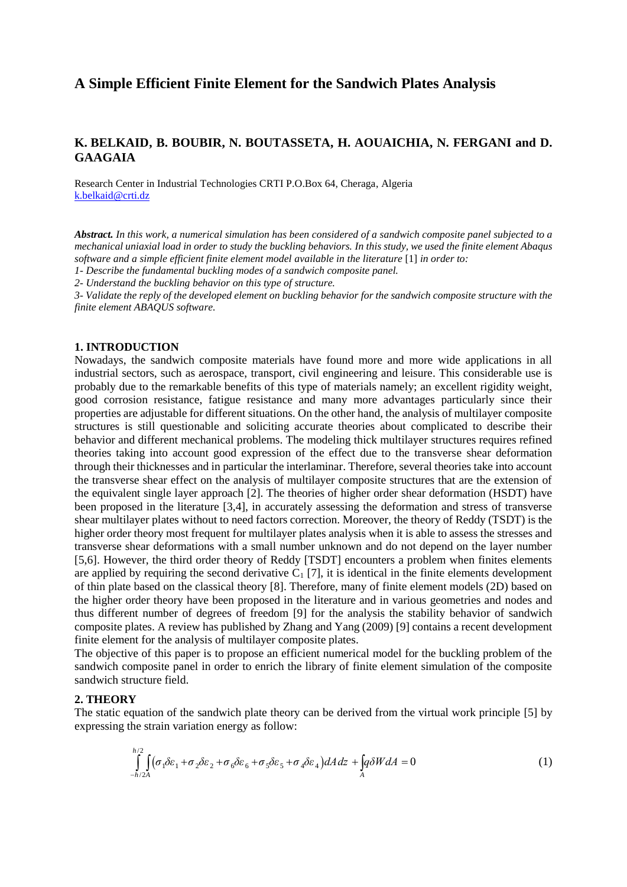# A Simple Efficient Finite Element for the Sandwich Plates Analysis

## K. BELKAID, B. BOUBIR, N. BOUTASSETA, H. AOUAICHIA, N. FERGANI and D. GAAGAIA

Research Center in Industrial Technologies CRTI P.O.Box 64, Cheraga, Algeria
k.belkaid@crti.dz

***Abstract.*** *In this work, a numerical simulation has been considered of a sandwich composite panel subjected to a mechanical uniaxial load in order to study the buckling behaviors. In this study, we used the finite element Abaqus software and a simple efficient finite element model available in the literature* [1] *in order to:*

*1- Describe the fundamental buckling modes of a sandwich composite panel.*

*2- Understand the buckling behavior on this type of structure.*

*3- Validate the reply of the developed element on buckling behavior for the sandwich composite structure with the finite element ABAQUS software.*

### 1. INTRODUCTION

Nowadays, the sandwich composite materials have found more and more wide applications in all industrial sectors, such as aerospace, transport, civil engineering and leisure. This considerable use is probably due to the remarkable benefits of this type of materials namely; an excellent rigidity weight, good corrosion resistance, fatigue resistance and many more advantages particularly since their properties are adjustable for different situations. On the other hand, the analysis of multilayer composite structures is still questionable and soliciting accurate theories about complicated to describe their behavior and different mechanical problems. The modeling thick multilayer structures requires refined theories taking into account good expression of the effect due to the transverse shear deformation through their thicknesses and in particular the interlaminar. Therefore, several theories take into account the transverse shear effect on the analysis of multilayer composite structures that are the extension of the equivalent single layer approach [2]. The theories of higher order shear deformation (HSDT) have been proposed in the literature [3,4], in accurately assessing the deformation and stress of transverse shear multilayer plates without to need factors correction. Moreover, the theory of Reddy (TSDT) is the higher order theory most frequent for multilayer plates analysis when it is able to assess the stresses and transverse shear deformations with a small number unknown and do not depend on the layer number [5,6]. However, the third order theory of Reddy [TSDT] encounters a problem when finites elements are applied by requiring the second derivative $C_1$ [7], it is identical in the finite elements development of thin plate based on the classical theory [8]. Therefore, many of finite element models (2D) based on the higher order theory have been proposed in the literature and in various geometries and nodes and thus different number of degrees of freedom [9] for the analysis the stability behavior of sandwich composite plates. A review has published by Zhang and Yang (2009) [9] contains a recent development finite element for the analysis of multilayer composite plates.

The objective of this paper is to propose an efficient numerical model for the buckling problem of the sandwich composite panel in order to enrich the library of finite element simulation of the composite sandwich structure field.

### 2. THEORY

The static equation of the sandwich plate theory can be derived from the virtual work principle [5] by expressing the strain variation energy as follow:

$$\int_{-h/2}^{h/2}\int_{A}\left(\sigma_1\delta\varepsilon_1+\sigma_2\delta\varepsilon_2+\sigma_6\delta\varepsilon_6+\sigma_5\delta\varepsilon_5+\sigma_4\delta\varepsilon_4\right)dA\,dz+\int_{A}q\delta W dA=0 \tag{1}$$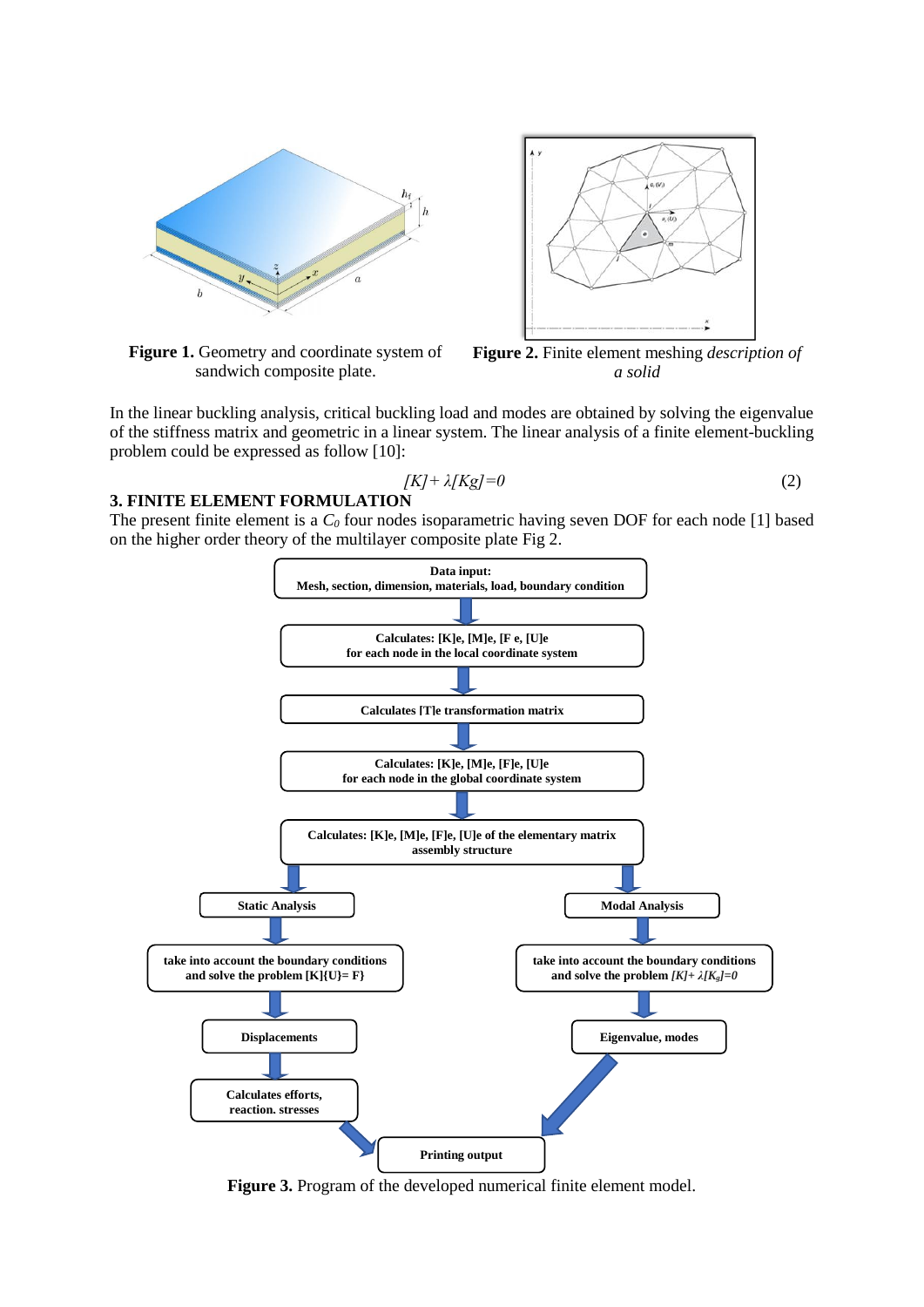**Figure 1.** Geometry and coordinate system of sandwich composite plate.

**Figure 2.** Finite element meshing *description of a solid*

In the linear buckling analysis, critical buckling load and modes are obtained by solving the eigenvalue of the stiffness matrix and geometric in a linear system. The linear analysis of a finite element-buckling problem could be expressed as follow [10]:

$$[K]+\lambda[Kg]=0 \tag{2}$$

## 3. FINITE ELEMENT FORMULATION

The present finite element is a $C_0$ four nodes isoparametric having seven DOF for each node [1] based on the higher order theory of the multilayer composite plate Fig 2.

**Figure 3.** Program of the developed numerical finite element model.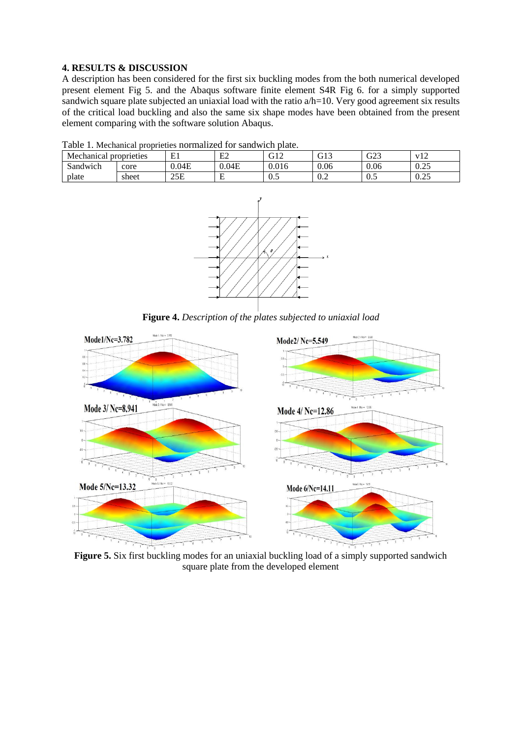## 4. RESULTS & DISCUSSION

A description has been considered for the first six buckling modes from the both numerical developed present element Fig 5. and the Abaqus software finite element S4R Fig 6. for a simply supported sandwich square plate subjected an uniaxial load with the ratio a/h=10. Very good agreement six results of the critical load buckling and also the same six shape modes have been obtained from the present element comparing with the software solution Abaqus.

Table 1. Mechanical proprieties normalized for sandwich plate.

| Mechanical proprieties | | E1 | E2 | G12 | G13 | G23 | v12 |
|---|---|---|---|---|---|---|---|
| Sandwich | core | 0.04E | 0.04E | 0.016 | 0.06 | 0.06 | 0.25 |
| plate | sheet | 25E | E | 0.5 | 0.2 | 0.5 | 0.25 |

**Figure 4.** *Description of the plates subjected to uniaxial load*

**Figure 5.** Six first buckling modes for an uniaxial buckling load of a simply supported sandwich square plate from the developed element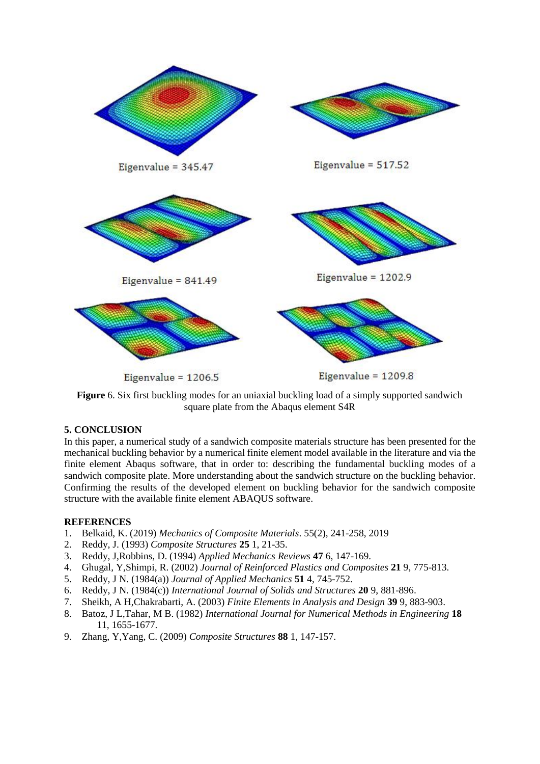Eigenvalue = 345.47

Eigenvalue = 517.52

Eigenvalue = 841.49

Eigenvalue = 1202.9

Eigenvalue = 1206.5

Eigenvalue = 1209.8

**Figure** 6. Six first buckling modes for an uniaxial buckling load of a simply supported sandwich square plate from the Abaqus element S4R

## 5. CONCLUSION

In this paper, a numerical study of a sandwich composite materials structure has been presented for the mechanical buckling behavior by a numerical finite element model available in the literature and via the finite element Abaqus software, that in order to: describing the fundamental buckling modes of a sandwich composite plate. More understanding about the sandwich structure on the buckling behavior. Confirming the results of the developed element on buckling behavior for the sandwich composite structure with the available finite element ABAQUS software.

## REFERENCES

1. Belkaid, K. (2019) *Mechanics of Composite Materials*. 55(2), 241-258, 2019
2. Reddy, J. (1993) *Composite Structures* **25** 1, 21-35.
3. Reddy, J,Robbins, D. (1994) *Applied Mechanics Reviews* **47** 6, 147-169.
4. Ghugal, Y,Shimpi, R. (2002) *Journal of Reinforced Plastics and Composites* **21** 9, 775-813.
5. Reddy, J N. (1984(a)) *Journal of Applied Mechanics* **51** 4, 745-752.
6. Reddy, J N. (1984(c)) *International Journal of Solids and Structures* **20** 9, 881-896.
7. Sheikh, A H,Chakrabarti, A. (2003) *Finite Elements in Analysis and Design* **39** 9, 883-903.
8. Batoz, J L,Tahar, M B. (1982) *International Journal for Numerical Methods in Engineering* **18** 11, 1655-1677.
9. Zhang, Y,Yang, C. (2009) *Composite Structures* **88** 1, 147-157.